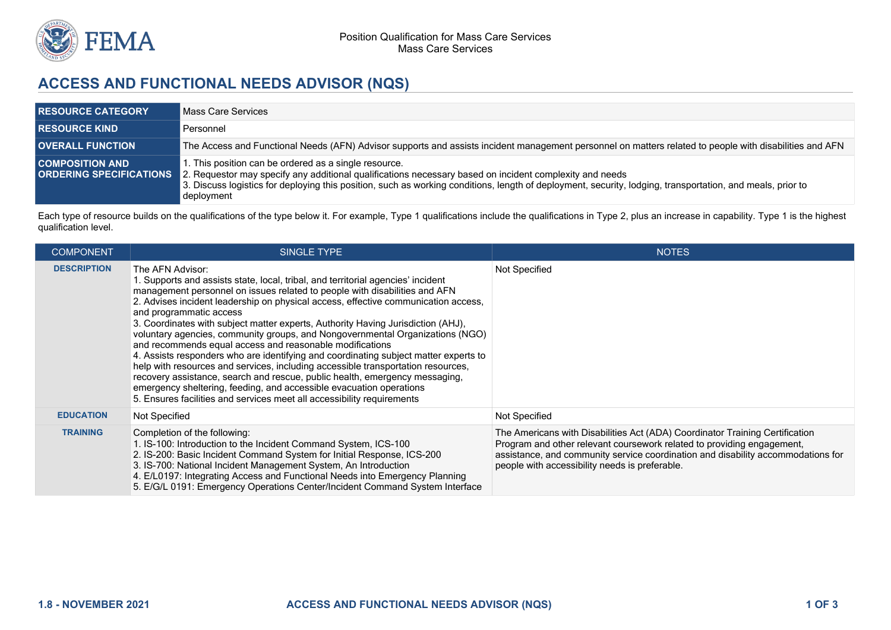Position Qualification for Mass Care Services
Mass Care Services

# ACCESS AND FUNCTIONAL NEEDS ADVISOR (NQS)

| | |
|---|---|
| **RESOURCE CATEGORY** | Mass Care Services |
| **RESOURCE KIND** | Personnel |
| **OVERALL FUNCTION** | The Access and Functional Needs (AFN) Advisor supports and assists incident management personnel on matters related to people with disabilities and AFN |
| **COMPOSITION AND ORDERING SPECIFICATIONS** | 1. This position can be ordered as a single resource.<br>2. Requestor may specify any additional qualifications necessary based on incident complexity and needs<br>3. Discuss logistics for deploying this position, such as working conditions, length of deployment, security, lodging, transportation, and meals, prior to deployment |

Each type of resource builds on the qualifications of the type below it. For example, Type 1 qualifications include the qualifications in Type 2, plus an increase in capability. Type 1 is the highest qualification level.

| COMPONENT | SINGLE TYPE | NOTES |
|---|---|---|
| **DESCRIPTION** | The AFN Advisor:<br>1. Supports and assists state, local, tribal, and territorial agencies' incident management personnel on issues related to people with disabilities and AFN<br>2. Advises incident leadership on physical access, effective communication access, and programmatic access<br>3. Coordinates with subject matter experts, Authority Having Jurisdiction (AHJ), voluntary agencies, community groups, and Nongovernmental Organizations (NGO) and recommends equal access and reasonable modifications<br>4. Assists responders who are identifying and coordinating subject matter experts to help with resources and services, including accessible transportation resources, recovery assistance, search and rescue, public health, emergency messaging, emergency sheltering, feeding, and accessible evacuation operations<br>5. Ensures facilities and services meet all accessibility requirements | Not Specified |
| **EDUCATION** | Not Specified | Not Specified |
| **TRAINING** | Completion of the following:<br>1. IS-100: Introduction to the Incident Command System, ICS-100<br>2. IS-200: Basic Incident Command System for Initial Response, ICS-200<br>3. IS-700: National Incident Management System, An Introduction<br>4. E/L0197: Integrating Access and Functional Needs into Emergency Planning<br>5. E/G/L 0191: Emergency Operations Center/Incident Command System Interface | The Americans with Disabilities Act (ADA) Coordinator Training Certification Program and other relevant coursework related to providing engagement, assistance, and community service coordination and disability accommodations for people with accessibility needs is preferable. |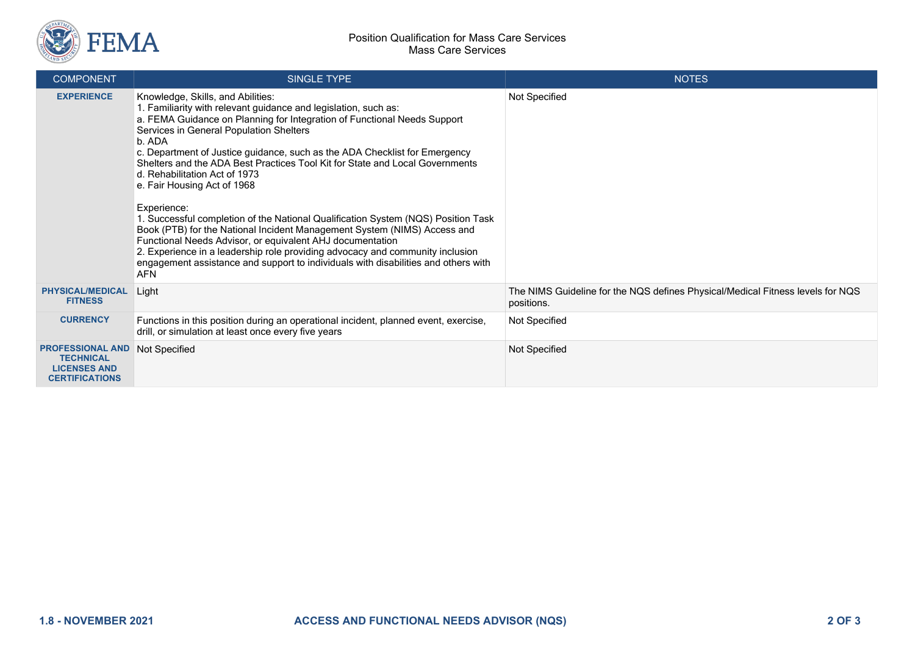| COMPONENT | SINGLE TYPE | NOTES |
|---|---|---|
| **EXPERIENCE** | Knowledge, Skills, and Abilities:<br>1. Familiarity with relevant guidance and legislation, such as:<br>a. FEMA Guidance on Planning for Integration of Functional Needs Support Services in General Population Shelters<br>b. ADA<br>c. Department of Justice guidance, such as the ADA Checklist for Emergency Shelters and the ADA Best Practices Tool Kit for State and Local Governments<br>d. Rehabilitation Act of 1973<br>e. Fair Housing Act of 1968<br><br>Experience:<br>1. Successful completion of the National Qualification System (NQS) Position Task Book (PTB) for the National Incident Management System (NIMS) Access and Functional Needs Advisor, or equivalent AHJ documentation<br>2. Experience in a leadership role providing advocacy and community inclusion engagement assistance and support to individuals with disabilities and others with AFN | Not Specified |
| **PHYSICAL/MEDICAL FITNESS** | Light | The NIMS Guideline for the NQS defines Physical/Medical Fitness levels for NQS positions. |
| **CURRENCY** | Functions in this position during an operational incident, planned event, exercise, drill, or simulation at least once every five years | Not Specified |
| **PROFESSIONAL AND TECHNICAL LICENSES AND CERTIFICATIONS** | Not Specified | Not Specified |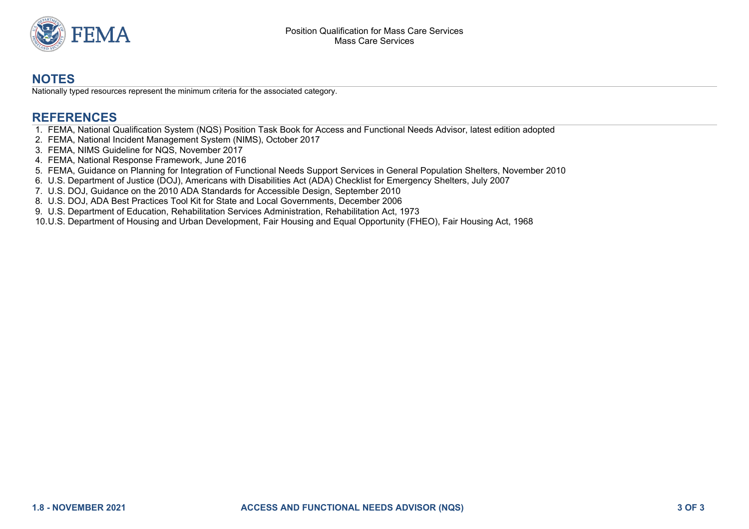## NOTES

Nationally typed resources represent the minimum criteria for the associated category.

## REFERENCES

1. FEMA, National Qualification System (NQS) Position Task Book for Access and Functional Needs Advisor, latest edition adopted
2. FEMA, National Incident Management System (NIMS), October 2017
3. FEMA, NIMS Guideline for NQS, November 2017
4. FEMA, National Response Framework, June 2016
5. FEMA, Guidance on Planning for Integration of Functional Needs Support Services in General Population Shelters, November 2010
6. U.S. Department of Justice (DOJ), Americans with Disabilities Act (ADA) Checklist for Emergency Shelters, July 2007
7. U.S. DOJ, Guidance on the 2010 ADA Standards for Accessible Design, September 2010
8. U.S. DOJ, ADA Best Practices Tool Kit for State and Local Governments, December 2006
9. U.S. Department of Education, Rehabilitation Services Administration, Rehabilitation Act, 1973
10. U.S. Department of Housing and Urban Development, Fair Housing and Equal Opportunity (FHEO), Fair Housing Act, 1968